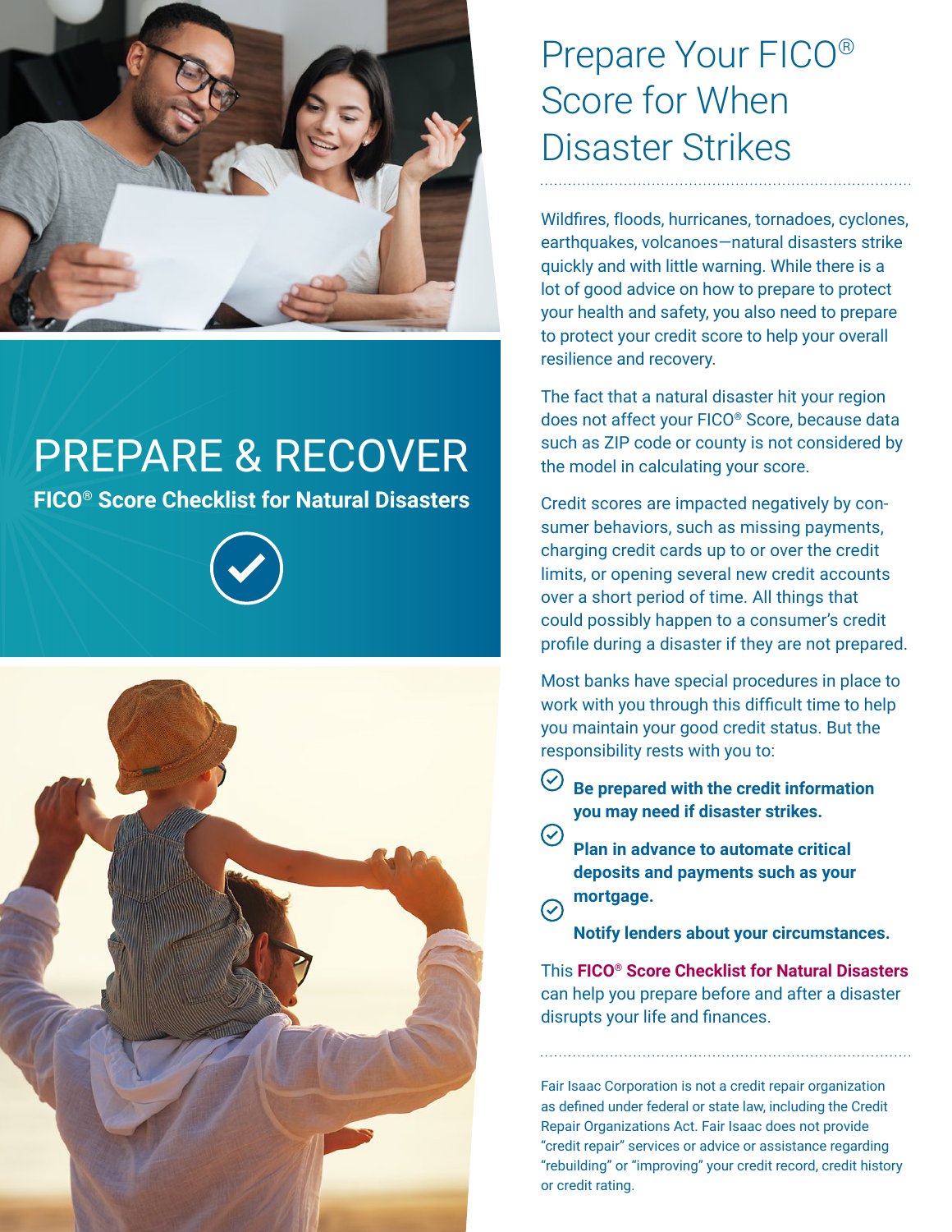# PREPARE & RECOVER

**FICO® Score Checklist for Natural Disasters**

# Prepare Your FICO® Score for When Disaster Strikes

Wildfires, floods, hurricanes, tornadoes, cyclones, earthquakes, volcanoes—natural disasters strike quickly and with little warning. While there is a lot of good advice on how to prepare to protect your health and safety, you also need to prepare to protect your credit score to help your overall resilience and recovery.

The fact that a natural disaster hit your region does not affect your FICO® Score, because data such as ZIP code or county is not considered by the model in calculating your score.

Credit scores are impacted negatively by consumer behaviors, such as missing payments, charging credit cards up to or over the credit limits, or opening several new credit accounts over a short period of time. All things that could possibly happen to a consumer's credit profile during a disaster if they are not prepared.

Most banks have special procedures in place to work with you through this difficult time to help you maintain your good credit status. But the responsibility rests with you to:

- **Be prepared with the credit information you may need if disaster strikes.**
- **Plan in advance to automate critical deposits and payments such as your mortgage.**
- **Notify lenders about your circumstances.**

This **FICO® Score Checklist for Natural Disasters** can help you prepare before and after a disaster disrupts your life and finances.

Fair Isaac Corporation is not a credit repair organization as defined under federal or state law, including the Credit Repair Organizations Act. Fair Isaac does not provide "credit repair" services or advice or assistance regarding "rebuilding" or "improving" your credit record, credit history or credit rating.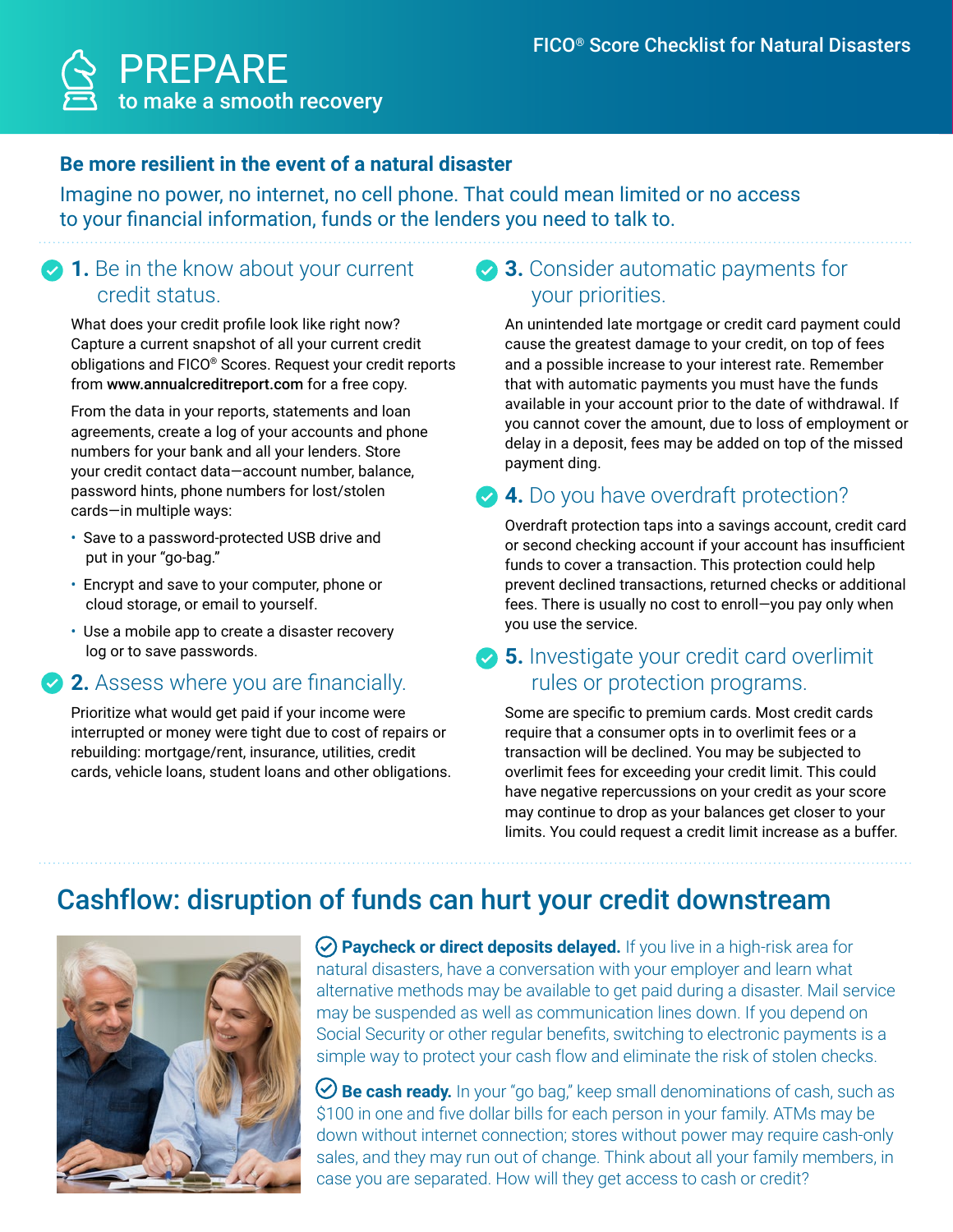# PREPARE

to make a smooth recovery

FICO® Score Checklist for Natural Disasters

## Be more resilient in the event of a natural disaster

Imagine no power, no internet, no cell phone. That could mean limited or no access to your financial information, funds or the lenders you need to talk to.

### 1. Be in the know about your current credit status.

What does your credit profile look like right now? Capture a current snapshot of all your current credit obligations and FICO® Scores. Request your credit reports from **www.annualcreditreport.com** for a free copy.

From the data in your reports, statements and loan agreements, create a log of your accounts and phone numbers for your bank and all your lenders. Store your credit contact data—account number, balance, password hints, phone numbers for lost/stolen cards—in multiple ways:

- Save to a password-protected USB drive and put in your "go-bag."
- Encrypt and save to your computer, phone or cloud storage, or email to yourself.
- Use a mobile app to create a disaster recovery log or to save passwords.

### 2. Assess where you are financially.

Prioritize what would get paid if your income were interrupted or money were tight due to cost of repairs or rebuilding: mortgage/rent, insurance, utilities, credit cards, vehicle loans, student loans and other obligations.

### 3. Consider automatic payments for your priorities.

An unintended late mortgage or credit card payment could cause the greatest damage to your credit, on top of fees and a possible increase to your interest rate. Remember that with automatic payments you must have the funds available in your account prior to the date of withdrawal. If you cannot cover the amount, due to loss of employment or delay in a deposit, fees may be added on top of the missed payment ding.

### 4. Do you have overdraft protection?

Overdraft protection taps into a savings account, credit card or second checking account if your account has insufficient funds to cover a transaction. This protection could help prevent declined transactions, returned checks or additional fees. There is usually no cost to enroll—you pay only when you use the service.

### 5. Investigate your credit card overlimit rules or protection programs.

Some are specific to premium cards. Most credit cards require that a consumer opts in to overlimit fees or a transaction will be declined. You may be subjected to overlimit fees for exceeding your credit limit. This could have negative repercussions on your credit as your score may continue to drop as your balances get closer to your limits. You could request a credit limit increase as a buffer.

## Cashflow: disruption of funds can hurt your credit downstream

**Paycheck or direct deposits delayed.** If you live in a high-risk area for natural disasters, have a conversation with your employer and learn what alternative methods may be available to get paid during a disaster. Mail service may be suspended as well as communication lines down. If you depend on Social Security or other regular benefits, switching to electronic payments is a simple way to protect your cash flow and eliminate the risk of stolen checks.

**Be cash ready.** In your "go bag," keep small denominations of cash, such as $100 in one and five dollar bills for each person in your family. ATMs may be down without internet connection; stores without power may require cash-only sales, and they may run out of change. Think about all your family members, in case you are separated. How will they get access to cash or credit?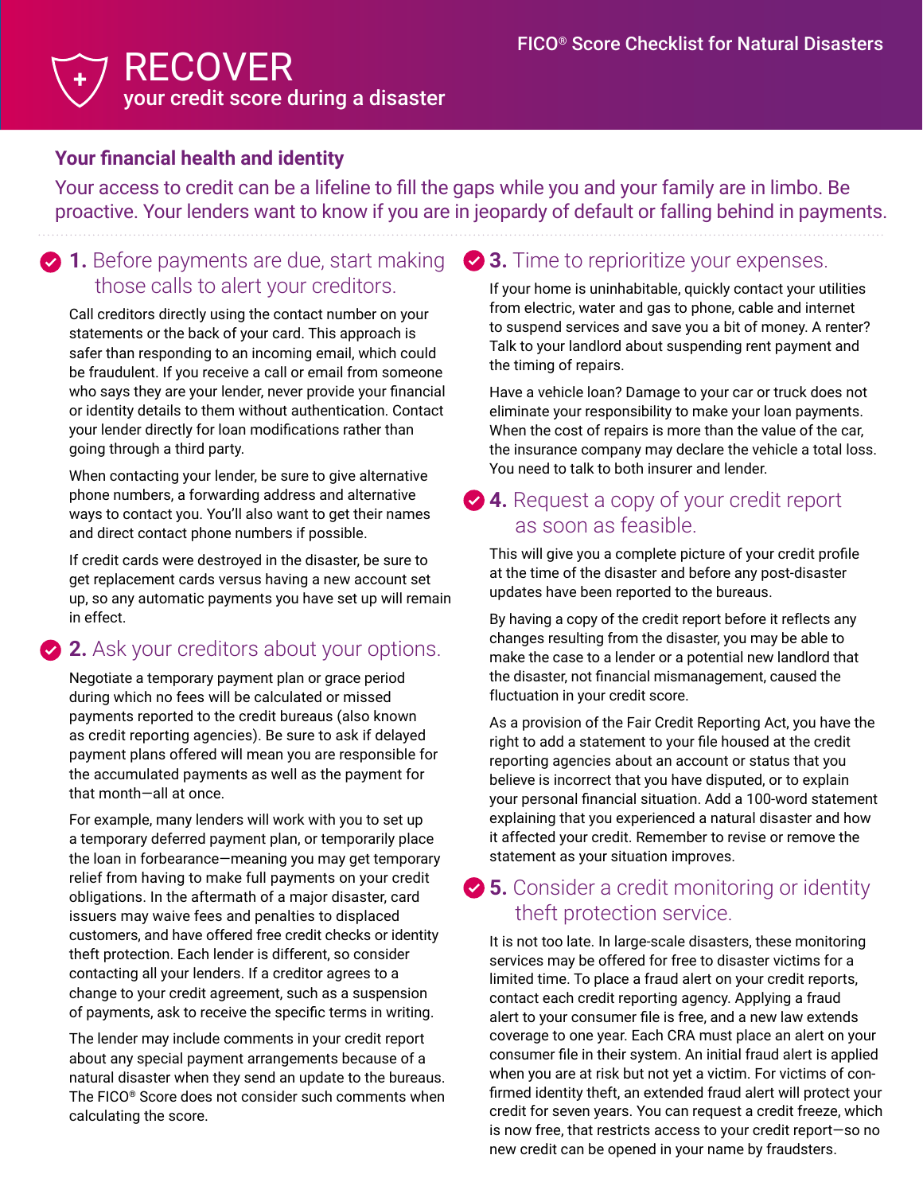FICO® Score Checklist for Natural Disasters

# RECOVER

## your credit score during a disaster

### Your financial health and identity

Your access to credit can be a lifeline to fill the gaps while you and your family are in limbo. Be proactive. Your lenders want to know if you are in jeopardy of default or falling behind in payments.

### 1. Before payments are due, start making those calls to alert your creditors.

Call creditors directly using the contact number on your statements or the back of your card. This approach is safer than responding to an incoming email, which could be fraudulent. If you receive a call or email from someone who says they are your lender, never provide your financial or identity details to them without authentication. Contact your lender directly for loan modifications rather than going through a third party.

When contacting your lender, be sure to give alternative phone numbers, a forwarding address and alternative ways to contact you. You'll also want to get their names and direct contact phone numbers if possible.

If credit cards were destroyed in the disaster, be sure to get replacement cards versus having a new account set up, so any automatic payments you have set up will remain in effect.

### 2. Ask your creditors about your options.

Negotiate a temporary payment plan or grace period during which no fees will be calculated or missed payments reported to the credit bureaus (also known as credit reporting agencies). Be sure to ask if delayed payment plans offered will mean you are responsible for the accumulated payments as well as the payment for that month—all at once.

For example, many lenders will work with you to set up a temporary deferred payment plan, or temporarily place the loan in forbearance—meaning you may get temporary relief from having to make full payments on your credit obligations. In the aftermath of a major disaster, card issuers may waive fees and penalties to displaced customers, and have offered free credit checks or identity theft protection. Each lender is different, so consider contacting all your lenders. If a creditor agrees to a change to your credit agreement, such as a suspension of payments, ask to receive the specific terms in writing.

The lender may include comments in your credit report about any special payment arrangements because of a natural disaster when they send an update to the bureaus. The FICO® Score does not consider such comments when calculating the score.

### 3. Time to reprioritize your expenses.

If your home is uninhabitable, quickly contact your utilities from electric, water and gas to phone, cable and internet to suspend services and save you a bit of money. A renter? Talk to your landlord about suspending rent payment and the timing of repairs.

Have a vehicle loan? Damage to your car or truck does not eliminate your responsibility to make your loan payments. When the cost of repairs is more than the value of the car, the insurance company may declare the vehicle a total loss. You need to talk to both insurer and lender.

### 4. Request a copy of your credit report as soon as feasible.

This will give you a complete picture of your credit profile at the time of the disaster and before any post-disaster updates have been reported to the bureaus.

By having a copy of the credit report before it reflects any changes resulting from the disaster, you may be able to make the case to a lender or a potential new landlord that the disaster, not financial mismanagement, caused the fluctuation in your credit score.

As a provision of the Fair Credit Reporting Act, you have the right to add a statement to your file housed at the credit reporting agencies about an account or status that you believe is incorrect that you have disputed, or to explain your personal financial situation. Add a 100-word statement explaining that you experienced a natural disaster and how it affected your credit. Remember to revise or remove the statement as your situation improves.

### 5. Consider a credit monitoring or identity theft protection service.

It is not too late. In large-scale disasters, these monitoring services may be offered for free to disaster victims for a limited time. To place a fraud alert on your credit reports, contact each credit reporting agency. Applying a fraud alert to your consumer file is free, and a new law extends coverage to one year. Each CRA must place an alert on your consumer file in their system. An initial fraud alert is applied when you are at risk but not yet a victim. For victims of confirmed identity theft, an extended fraud alert will protect your credit for seven years. You can request a credit freeze, which is now free, that restricts access to your credit report—so no new credit can be opened in your name by fraudsters.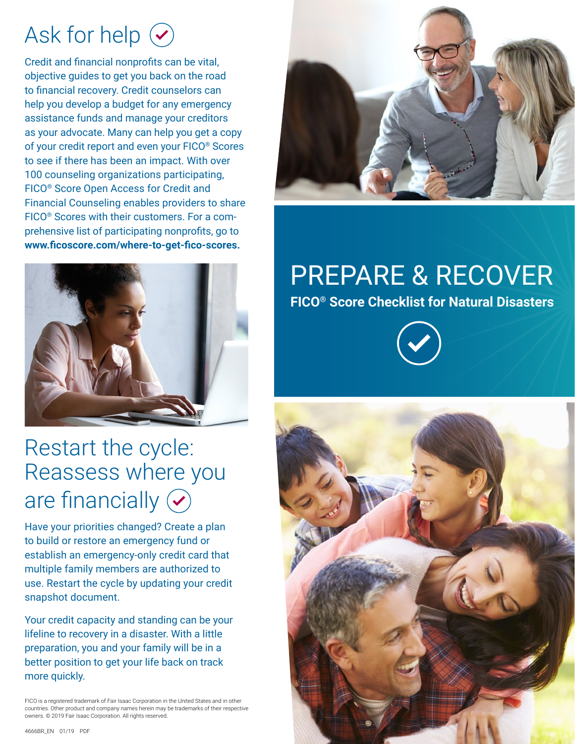## Ask for help

Credit and financial nonprofits can be vital, objective guides to get you back on the road to financial recovery. Credit counselors can help you develop a budget for any emergency assistance funds and manage your creditors as your advocate. Many can help you get a copy of your credit report and even your FICO® Scores to see if there has been an impact. With over 100 counseling organizations participating, FICO® Score Open Access for Credit and Financial Counseling enables providers to share FICO® Scores with their customers. For a comprehensive list of participating nonprofits, go to **www.ficoscore.com/where-to-get-fico-scores.**

## Restart the cycle: Reassess where you are financially

Have your priorities changed? Create a plan to build or restore an emergency fund or establish an emergency-only credit card that multiple family members are authorized to use. Restart the cycle by updating your credit snapshot document.

Your credit capacity and standing can be your lifeline to recovery in a disaster. With a little preparation, you and your family will be in a better position to get your life back on track more quickly.

FICO is a registered trademark of Fair Isaac Corporation in the United States and in other countries. Other product and company names herein may be trademarks of their respective owners. © 2019 Fair Isaac Corporation. All rights reserved.

4666BR_EN 01/19 PDF

# PREPARE & RECOVER

**FICO® Score Checklist for Natural Disasters**